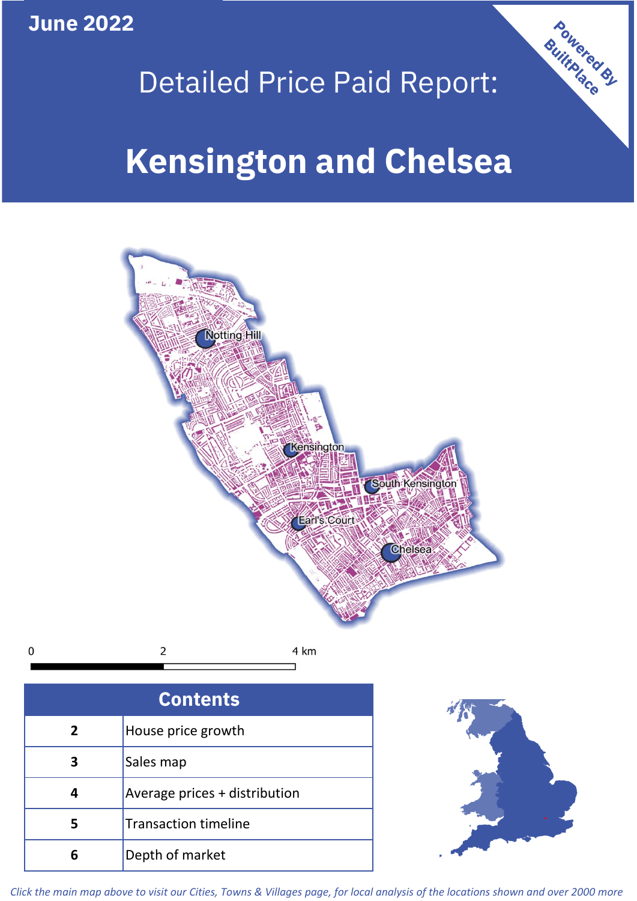June 2022

# Detailed Price Paid Report:

# Kensington and Chelsea

Powered By BuiltPlace

0 2 4 km

| Contents | |
|---|---|
| 2 | House price growth |
| 3 | Sales map |
| 4 | Average prices + distribution |
| 5 | Transaction timeline |
| 6 | Depth of market |

*Click the main map above to visit our Cities, Towns & Villages page, for local analysis of the locations shown and over 2000 more*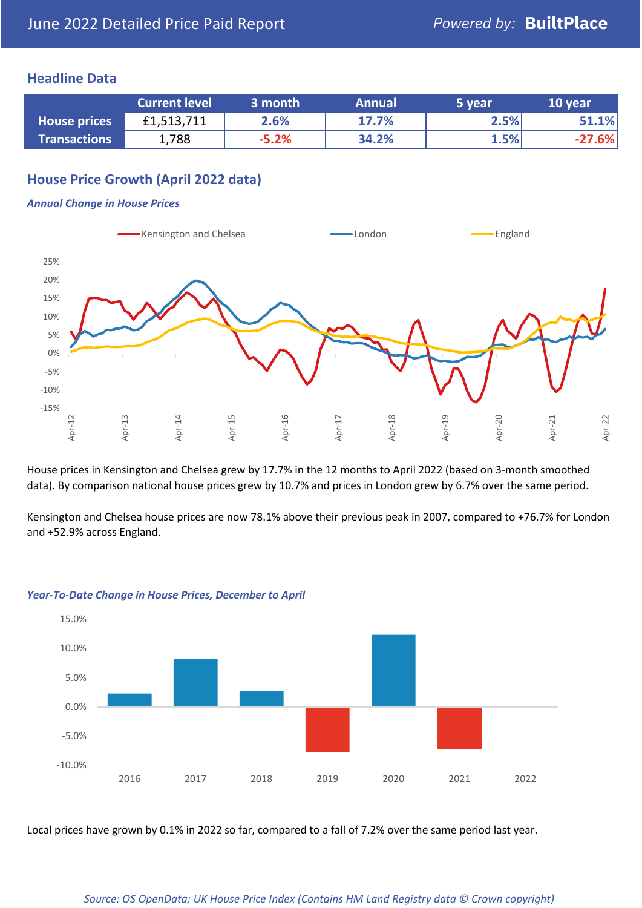## Headline Data

| | Current level | 3 month | Annual | 5 year | 10 year |
|---|---|---|---|---|---|
| **House prices** | £1,513,711 | 2.6% | 17.7% | 2.5% | 51.1% |
| **Transactions** | 1,788 | -5.2% | 34.2% | 1.5% | -27.6% |

## House Price Growth (April 2022 data)

### *Annual Change in House Prices*

House prices in Kensington and Chelsea grew by 17.7% in the 12 months to April 2022 (based on 3-month smoothed data). By comparison national house prices grew by 10.7% and prices in London grew by 6.7% over the same period.

Kensington and Chelsea house prices are now 78.1% above their previous peak in 2007, compared to +76.7% for London and +52.9% across England.

### *Year-To-Date Change in House Prices, December to April*

Local prices have grown by 0.1% in 2022 so far, compared to a fall of 7.2% over the same period last year.

*Source: OS OpenData; UK House Price Index (Contains HM Land Registry data © Crown copyright)*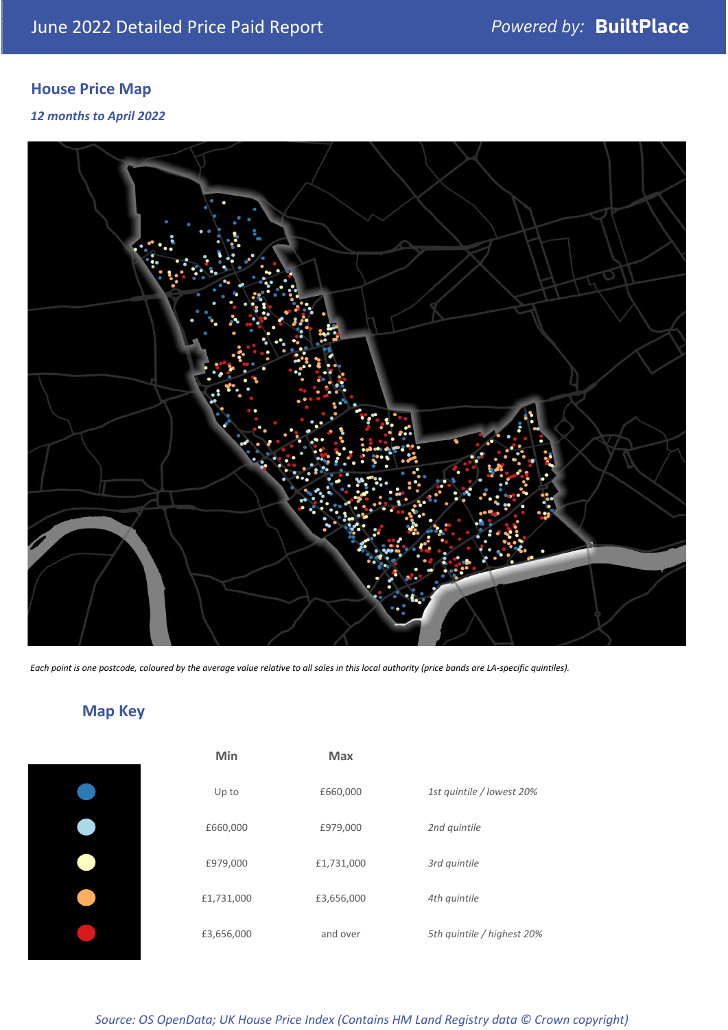June 2022 Detailed Price Paid Report *Powered by:* **BuiltPlace**

## House Price Map

***12 months to April 2022***

*Each point is one postcode, coloured by the average value relative to all sales in this local authority (price bands are LA-specific quintiles).*

## Map Key

| | Min | Max | |
|---|---|---|---|
| ● | Up to | £660,000 | *1st quintile / lowest 20%* |
| ● | £660,000 | £979,000 | *2nd quintile* |
| ● | £979,000 | £1,731,000 | *3rd quintile* |
| ● | £1,731,000 | £3,656,000 | *4th quintile* |
| ● | £3,656,000 | and over | *5th quintile / highest 20%* |

*Source: OS OpenData; UK House Price Index (Contains HM Land Registry data © Crown copyright)*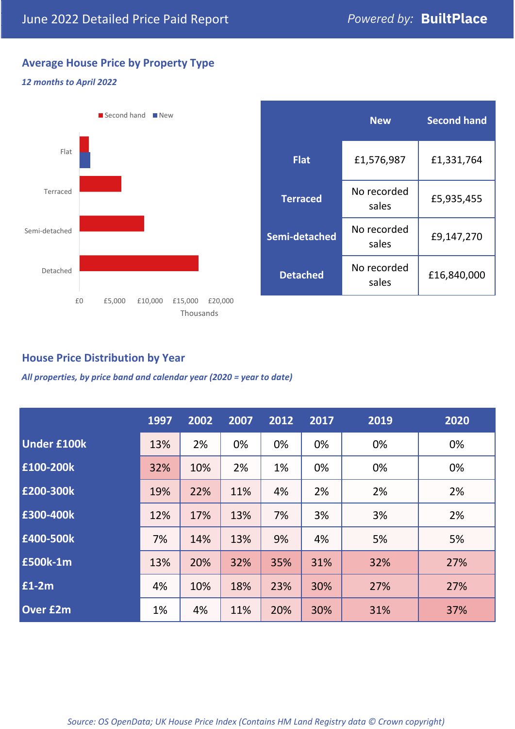June 2022 Detailed Price Paid Report

Powered by: **BuiltPlace**

## Average House Price by Property Type

*12 months to April 2022*

|  | New | Second hand |
|---|---|---|
| **Flat** | £1,576,987 | £1,331,764 |
| **Terraced** | No recorded sales | £5,935,455 |
| **Semi-detached** | No recorded sales | £9,147,270 |
| **Detached** | No recorded sales | £16,840,000 |

## House Price Distribution by Year

*All properties, by price band and calendar year (2020 = year to date)*

|  | 1997 | 2002 | 2007 | 2012 | 2017 | 2019 | 2020 |
|---|---|---|---|---|---|---|---|
| **Under £100k** | 13% | 2% | 0% | 0% | 0% | 0% | 0% |
| **£100-200k** | 32% | 10% | 2% | 1% | 0% | 0% | 0% |
| **£200-300k** | 19% | 22% | 11% | 4% | 2% | 2% | 2% |
| **£300-400k** | 12% | 17% | 13% | 7% | 3% | 3% | 2% |
| **£400-500k** | 7% | 14% | 13% | 9% | 4% | 5% | 5% |
| **£500k-1m** | 13% | 20% | 32% | 35% | 31% | 32% | 27% |
| **£1-2m** | 4% | 10% | 18% | 23% | 30% | 27% | 27% |
| **Over £2m** | 1% | 4% | 11% | 20% | 30% | 31% | 37% |

*Source: OS OpenData; UK House Price Index (Contains HM Land Registry data © Crown copyright)*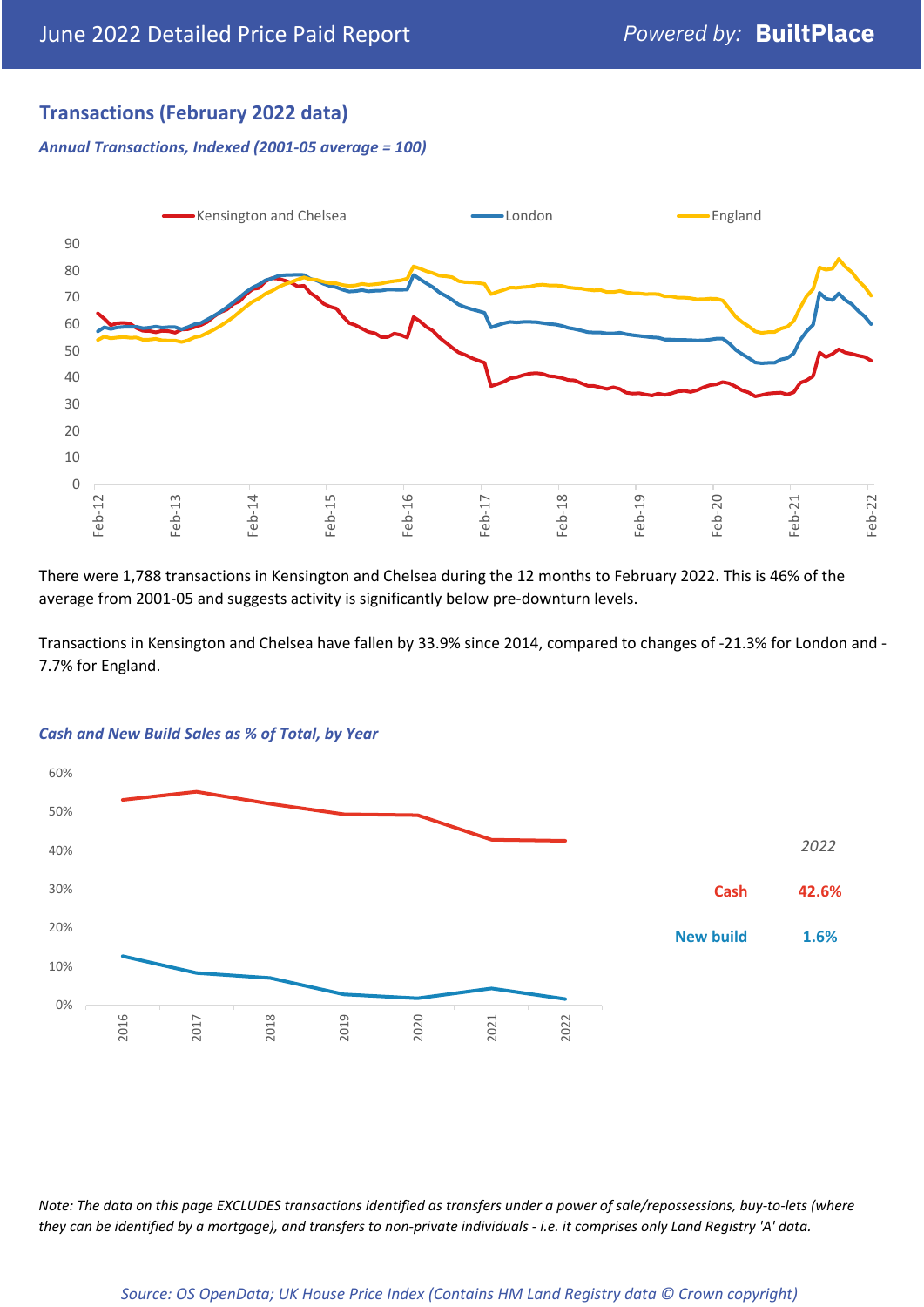## Transactions (February 2022 data)

*Annual Transactions, Indexed (2001-05 average = 100)*

There were 1,788 transactions in Kensington and Chelsea during the 12 months to February 2022. This is 46% of the average from 2001-05 and suggests activity is significantly below pre-downturn levels.

Transactions in Kensington and Chelsea have fallen by 33.9% since 2014, compared to changes of -21.3% for London and -7.7% for England.

*Cash and New Build Sales as % of Total, by Year*

| 2022 | |
|---|---|
| Cash | 42.6% |
| New build | 1.6% |

*Note: The data on this page EXCLUDES transactions identified as transfers under a power of sale/repossessions, buy-to-lets (where they can be identified by a mortgage), and transfers to non-private individuals - i.e. it comprises only Land Registry 'A' data.*

*Source: OS OpenData; UK House Price Index (Contains HM Land Registry data © Crown copyright)*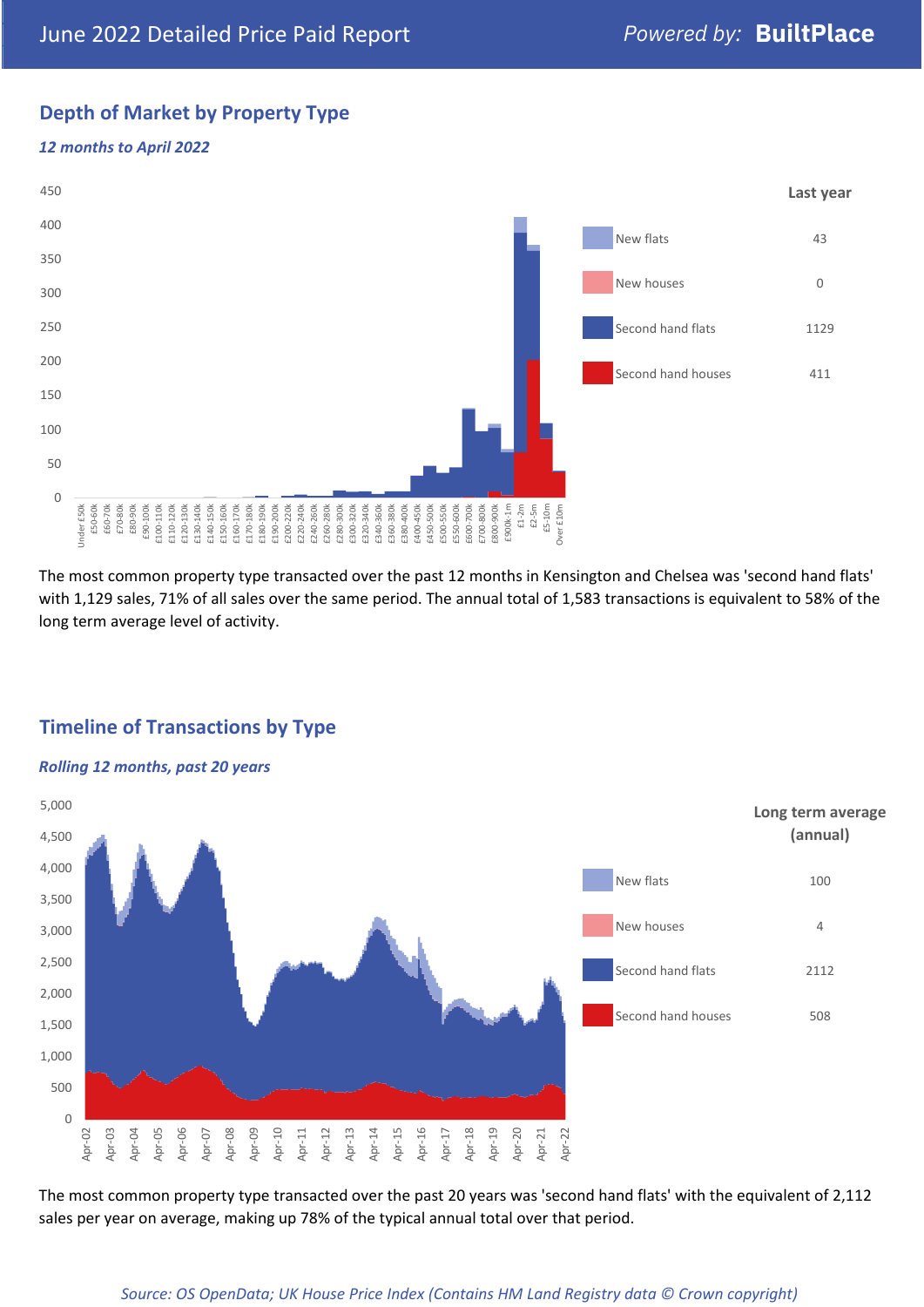# June 2022 Detailed Price Paid Report

Powered by: **BuiltPlace**

## Depth of Market by Property Type

*12 months to April 2022*

450
400
350
300
250
200
150
100
50
0

Under £50k, £50-60k, £60-70k, £70-80k, £80-90k, £90-100k, £100-110k, £110-120k, £120-130k, £130-140k, £140-150k, £150-160k, £160-170k, £170-180k, £180-190k, £190-200k, £200-220k, £220-240k, £240-260k, £260-280k, £280-300k, £300-320k, £320-340k, £340-360k, £360-380k, £380-400k, £400-450k, £450-500k, £500-550k, £550-600k, £600-700k, £700-800k, £800-900k, £900k-1m, £1-2m, £2-5m, £5-10m, Over £10m

Last year

New flats 43

New houses 0

Second hand flats 1129

Second hand houses 411

The most common property type transacted over the past 12 months in Kensington and Chelsea was 'second hand flats' with 1,129 sales, 71% of all sales over the same period. The annual total of 1,583 transactions is equivalent to 58% of the long term average level of activity.

## Timeline of Transactions by Type

*Rolling 12 months, past 20 years*

5,000
4,500
4,000
3,500
3,000
2,500
2,000
1,500
1,000
500
0

Apr-02, Apr-03, Apr-04, Apr-05, Apr-06, Apr-07, Apr-08, Apr-09, Apr-10, Apr-11, Apr-12, Apr-13, Apr-14, Apr-15, Apr-16, Apr-17, Apr-18, Apr-19, Apr-20, Apr-21, Apr-22

Long term average (annual)

New flats 100

New houses 4

Second hand flats 2112

Second hand houses 508

The most common property type transacted over the past 20 years was 'second hand flats' with the equivalent of 2,112 sales per year on average, making up 78% of the typical annual total over that period.

*Source: OS OpenData; UK House Price Index (Contains HM Land Registry data © Crown copyright)*